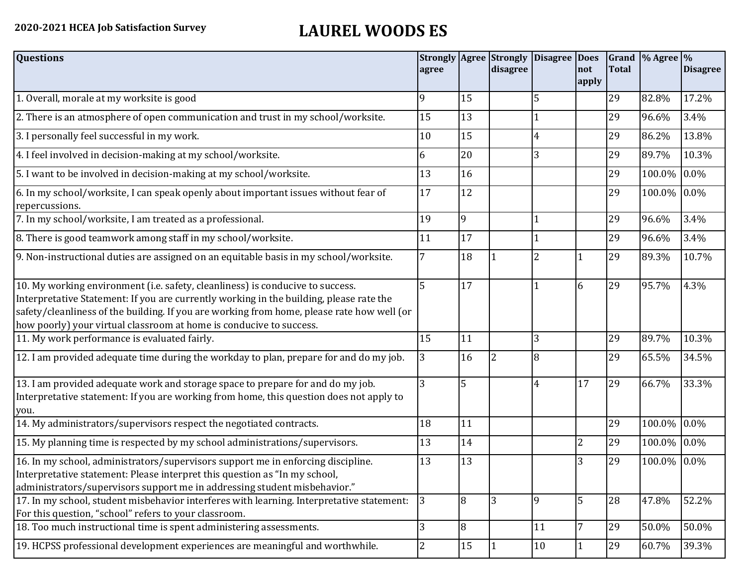**2020-2021 HCEA Job Satisfaction Survey**

# LAUREL WOODS ES

| Questions | Strongly agree | Agree | Strongly disagree | Disagree | Does not apply | Grand Total | % Agree | % Disagree |
|---|---|---|---|---|---|---|---|---|
| 1. Overall, morale at my worksite is good | 9 | 15 | | 5 | | 29 | 82.8% | 17.2% |
| 2. There is an atmosphere of open communication and trust in my school/worksite. | 15 | 13 | | 1 | | 29 | 96.6% | 3.4% |
| 3. I personally feel successful in my work. | 10 | 15 | | 4 | | 29 | 86.2% | 13.8% |
| 4. I feel involved in decision-making at my school/worksite. | 6 | 20 | | 3 | | 29 | 89.7% | 10.3% |
| 5. I want to be involved in decision-making at my school/worksite. | 13 | 16 | | | | 29 | 100.0% | 0.0% |
| 6. In my school/worksite, I can speak openly about important issues without fear of repercussions. | 17 | 12 | | | | 29 | 100.0% | 0.0% |
| 7. In my school/worksite, I am treated as a professional. | 19 | 9 | | 1 | | 29 | 96.6% | 3.4% |
| 8. There is good teamwork among staff in my school/worksite. | 11 | 17 | | 1 | | 29 | 96.6% | 3.4% |
| 9. Non-instructional duties are assigned on an equitable basis in my school/worksite. | 7 | 18 | 1 | 2 | 1 | 29 | 89.3% | 10.7% |
| 10. My working environment (i.e. safety, cleanliness) is conducive to success. Interpretative Statement: If you are currently working in the building, please rate the safety/cleanliness of the building. If you are working from home, please rate how well (or how poorly) your virtual classroom at home is conducive to success. | 5 | 17 | | 1 | 6 | 29 | 95.7% | 4.3% |
| 11. My work performance is evaluated fairly. | 15 | 11 | | 3 | | 29 | 89.7% | 10.3% |
| 12. I am provided adequate time during the workday to plan, prepare for and do my job. | 3 | 16 | 2 | 8 | | 29 | 65.5% | 34.5% |
| 13. I am provided adequate work and storage space to prepare for and do my job. Interpretative statement: If you are working from home, this question does not apply to you. | 3 | 5 | | 4 | 17 | 29 | 66.7% | 33.3% |
| 14. My administrators/supervisors respect the negotiated contracts. | 18 | 11 | | | | 29 | 100.0% | 0.0% |
| 15. My planning time is respected by my school administrations/supervisors. | 13 | 14 | | | 2 | 29 | 100.0% | 0.0% |
| 16. In my school, administrators/supervisors support me in enforcing discipline. Interpretative statement: Please interpret this question as "In my school, administrators/supervisors support me in addressing student misbehavior." | 13 | 13 | | | 3 | 29 | 100.0% | 0.0% |
| 17. In my school, student misbehavior interferes with learning. Interpretative statement: For this question, "school" refers to your classroom. | 3 | 8 | 3 | 9 | 5 | 28 | 47.8% | 52.2% |
| 18. Too much instructional time is spent administering assessments. | 3 | 8 | | 11 | 7 | 29 | 50.0% | 50.0% |
| 19. HCPSS professional development experiences are meaningful and worthwhile. | 2 | 15 | 1 | 10 | 1 | 29 | 60.7% | 39.3% |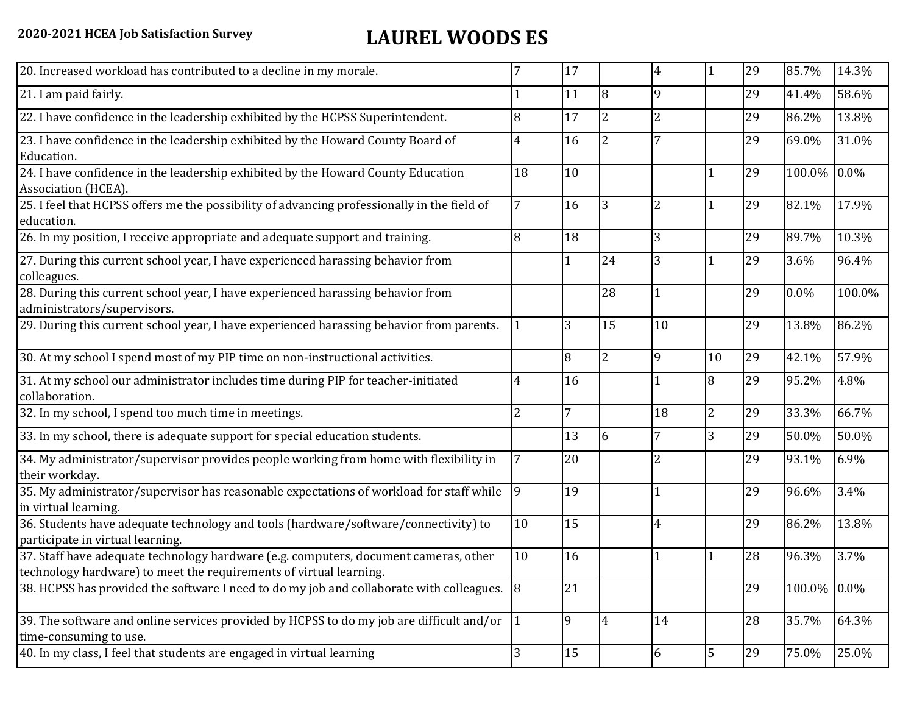**2020-2021 HCEA Job Satisfaction Survey**

# LAUREL WOODS ES

| | | | | | | | |
|---|---|---|---|---|---|---|---|
| 20. Increased workload has contributed to a decline in my morale. | 7 | 17 | | 4 | 1 | 29 | 85.7% | 14.3% |
| 21. I am paid fairly. | 1 | 11 | 8 | 9 | | 29 | 41.4% | 58.6% |
| 22. I have confidence in the leadership exhibited by the HCPSS Superintendent. | 8 | 17 | 2 | 2 | | 29 | 86.2% | 13.8% |
| 23. I have confidence in the leadership exhibited by the Howard County Board of Education. | 4 | 16 | 2 | 7 | | 29 | 69.0% | 31.0% |
| 24. I have confidence in the leadership exhibited by the Howard County Education Association (HCEA). | 18 | 10 | | | 1 | 29 | 100.0% | 0.0% |
| 25. I feel that HCPSS offers me the possibility of advancing professionally in the field of education. | 7 | 16 | 3 | 2 | 1 | 29 | 82.1% | 17.9% |
| 26. In my position, I receive appropriate and adequate support and training. | 8 | 18 | | 3 | | 29 | 89.7% | 10.3% |
| 27. During this current school year, I have experienced harassing behavior from colleagues. | | 1 | 24 | 3 | 1 | 29 | 3.6% | 96.4% |
| 28. During this current school year, I have experienced harassing behavior from administrators/supervisors. | | | 28 | 1 | | 29 | 0.0% | 100.0% |
| 29. During this current school year, I have experienced harassing behavior from parents. | 1 | 3 | 15 | 10 | | 29 | 13.8% | 86.2% |
| 30. At my school I spend most of my PIP time on non-instructional activities. | | 8 | 2 | 9 | 10 | 29 | 42.1% | 57.9% |
| 31. At my school our administrator includes time during PIP for teacher-initiated collaboration. | 4 | 16 | | 1 | 8 | 29 | 95.2% | 4.8% |
| 32. In my school, I spend too much time in meetings. | 2 | 7 | | 18 | 2 | 29 | 33.3% | 66.7% |
| 33. In my school, there is adequate support for special education students. | | 13 | 6 | 7 | 3 | 29 | 50.0% | 50.0% |
| 34. My administrator/supervisor provides people working from home with flexibility in their workday. | 7 | 20 | | 2 | | 29 | 93.1% | 6.9% |
| 35. My administrator/supervisor has reasonable expectations of workload for staff while in virtual learning. | 9 | 19 | | 1 | | 29 | 96.6% | 3.4% |
| 36. Students have adequate technology and tools (hardware/software/connectivity) to participate in virtual learning. | 10 | 15 | | 4 | | 29 | 86.2% | 13.8% |
| 37. Staff have adequate technology hardware (e.g. computers, document cameras, other technology hardware) to meet the requirements of virtual learning. | 10 | 16 | | 1 | 1 | 28 | 96.3% | 3.7% |
| 38. HCPSS has provided the software I need to do my job and collaborate with colleagues. | 8 | 21 | | | | 29 | 100.0% | 0.0% |
| 39. The software and online services provided by HCPSS to do my job are difficult and/or time-consuming to use. | 1 | 9 | 4 | 14 | | 28 | 35.7% | 64.3% |
| 40. In my class, I feel that students are engaged in virtual learning | 3 | 15 | | 6 | 5 | 29 | 75.0% | 25.0% |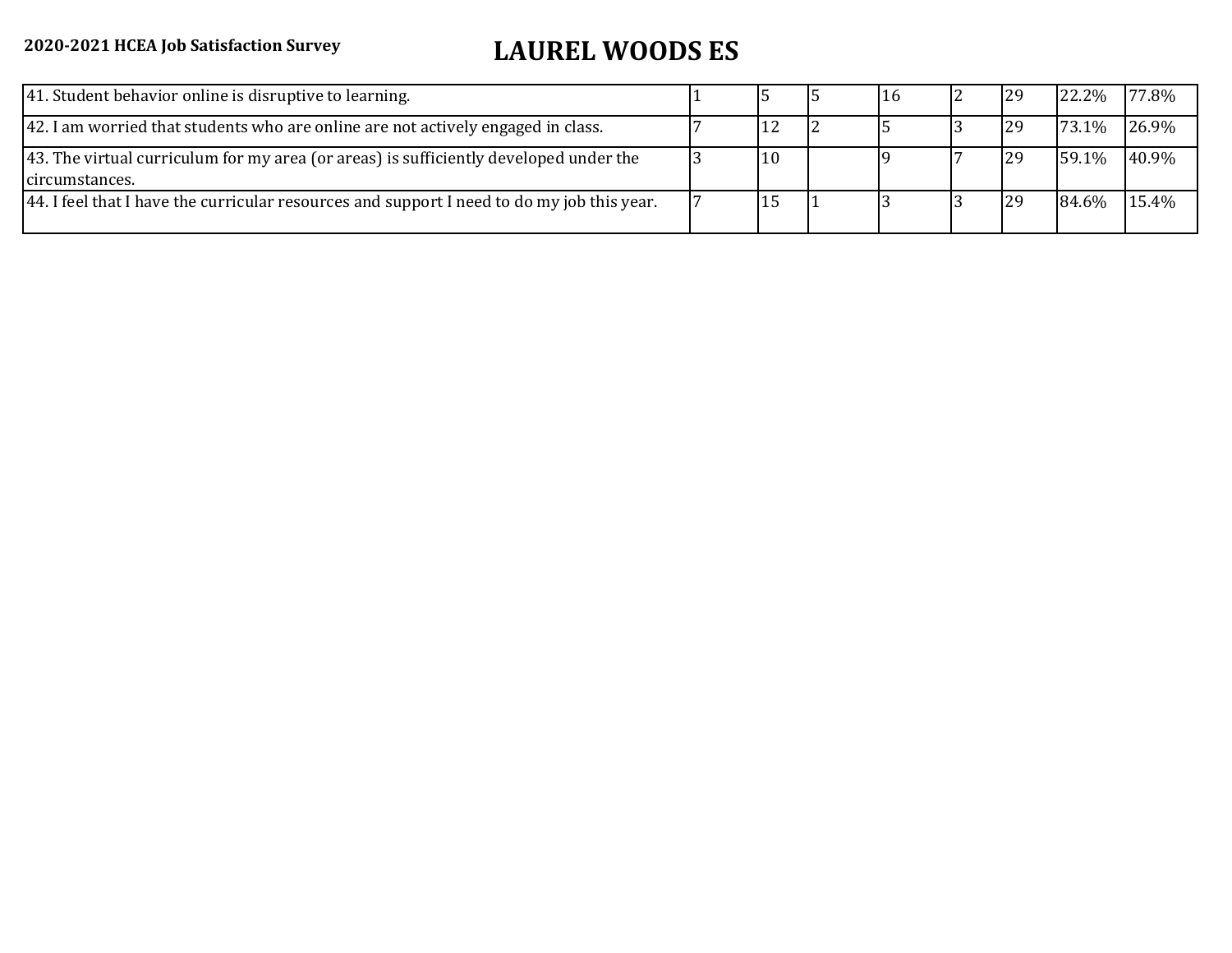**2020-2021 HCEA Job Satisfaction Survey**

# LAUREL WOODS ES

| | | | | | | | | |
|---|---|---|---|---|---|---|---|---|
| 41. Student behavior online is disruptive to learning. | 1 | 5 | 5 | 16 | 2 | 29 | 22.2% | 77.8% |
| 42. I am worried that students who are online are not actively engaged in class. | 7 | 12 | 2 | 5 | 3 | 29 | 73.1% | 26.9% |
| 43. The virtual curriculum for my area (or areas) is sufficiently developed under the circumstances. | 3 | 10 | | 9 | 7 | 29 | 59.1% | 40.9% |
| 44. I feel that I have the curricular resources and support I need to do my job this year. | 7 | 15 | 1 | 3 | 3 | 29 | 84.6% | 15.4% |